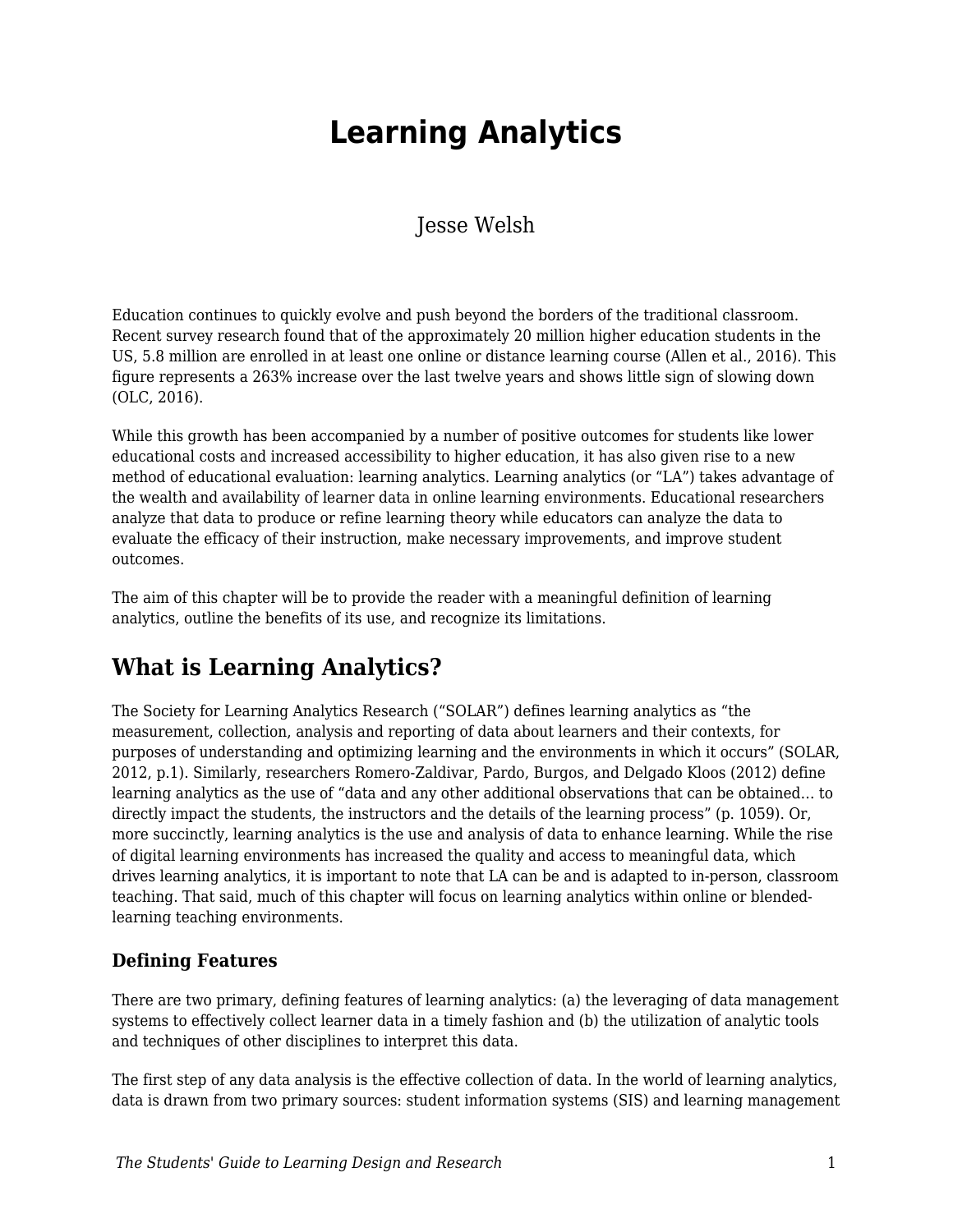# Learning Analytics

Jesse Welsh

Education continues to quickly evolve and push beyond the borders of the traditional classroom. Recent survey research found that of the approximately 20 million higher education students in the US, 5.8 million are enrolled in at least one online or distance learning course (Allen et al., 2016). This figure represents a 263% increase over the last twelve years and shows little sign of slowing down (OLC, 2016).

While this growth has been accompanied by a number of positive outcomes for students like lower educational costs and increased accessibility to higher education, it has also given rise to a new method of educational evaluation: learning analytics. Learning analytics (or "LA") takes advantage of the wealth and availability of learner data in online learning environments. Educational researchers analyze that data to produce or refine learning theory while educators can analyze the data to evaluate the efficacy of their instruction, make necessary improvements, and improve student outcomes.

The aim of this chapter will be to provide the reader with a meaningful definition of learning analytics, outline the benefits of its use, and recognize its limitations.

## What is Learning Analytics?

The Society for Learning Analytics Research ("SOLAR") defines learning analytics as "the measurement, collection, analysis and reporting of data about learners and their contexts, for purposes of understanding and optimizing learning and the environments in which it occurs" (SOLAR, 2012, p.1). Similarly, researchers Romero-Zaldivar, Pardo, Burgos, and Delgado Kloos (2012) define learning analytics as the use of "data and any other additional observations that can be obtained… to directly impact the students, the instructors and the details of the learning process" (p. 1059). Or, more succinctly, learning analytics is the use and analysis of data to enhance learning. While the rise of digital learning environments has increased the quality and access to meaningful data, which drives learning analytics, it is important to note that LA can be and is adapted to in-person, classroom teaching. That said, much of this chapter will focus on learning analytics within online or blended-learning teaching environments.

### Defining Features

There are two primary, defining features of learning analytics: (a) the leveraging of data management systems to effectively collect learner data in a timely fashion and (b) the utilization of analytic tools and techniques of other disciplines to interpret this data.

The first step of any data analysis is the effective collection of data. In the world of learning analytics, data is drawn from two primary sources: student information systems (SIS) and learning management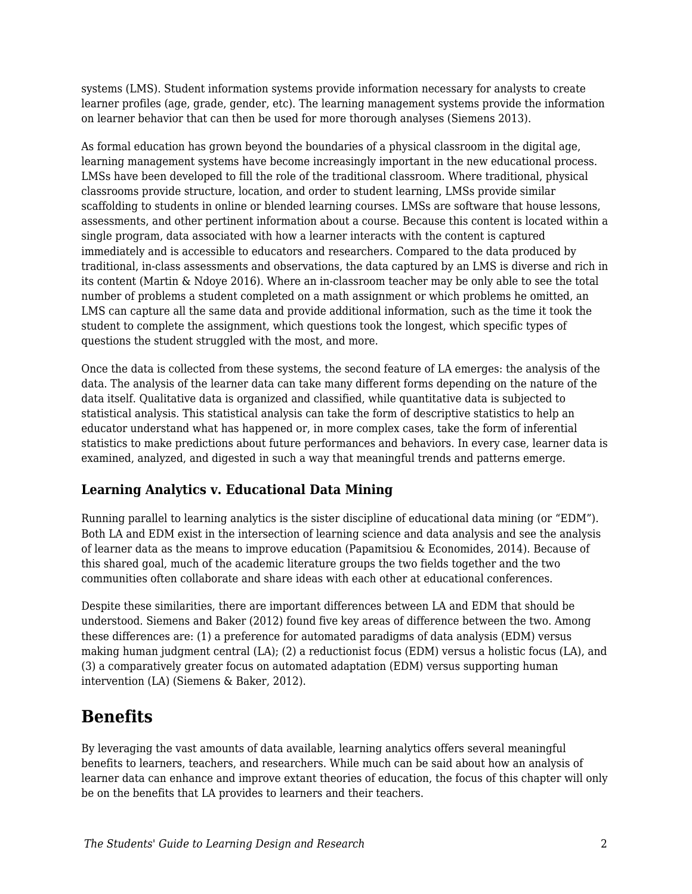systems (LMS). Student information systems provide information necessary for analysts to create learner profiles (age, grade, gender, etc). The learning management systems provide the information on learner behavior that can then be used for more thorough analyses (Siemens 2013).

As formal education has grown beyond the boundaries of a physical classroom in the digital age, learning management systems have become increasingly important in the new educational process. LMSs have been developed to fill the role of the traditional classroom. Where traditional, physical classrooms provide structure, location, and order to student learning, LMSs provide similar scaffolding to students in online or blended learning courses. LMSs are software that house lessons, assessments, and other pertinent information about a course. Because this content is located within a single program, data associated with how a learner interacts with the content is captured immediately and is accessible to educators and researchers. Compared to the data produced by traditional, in-class assessments and observations, the data captured by an LMS is diverse and rich in its content (Martin & Ndoye 2016). Where an in-classroom teacher may be only able to see the total number of problems a student completed on a math assignment or which problems he omitted, an LMS can capture all the same data and provide additional information, such as the time it took the student to complete the assignment, which questions took the longest, which specific types of questions the student struggled with the most, and more.

Once the data is collected from these systems, the second feature of LA emerges: the analysis of the data. The analysis of the learner data can take many different forms depending on the nature of the data itself. Qualitative data is organized and classified, while quantitative data is subjected to statistical analysis. This statistical analysis can take the form of descriptive statistics to help an educator understand what has happened or, in more complex cases, take the form of inferential statistics to make predictions about future performances and behaviors. In every case, learner data is examined, analyzed, and digested in such a way that meaningful trends and patterns emerge.

### Learning Analytics v. Educational Data Mining

Running parallel to learning analytics is the sister discipline of educational data mining (or "EDM"). Both LA and EDM exist in the intersection of learning science and data analysis and see the analysis of learner data as the means to improve education (Papamitsiou & Economides, 2014). Because of this shared goal, much of the academic literature groups the two fields together and the two communities often collaborate and share ideas with each other at educational conferences.

Despite these similarities, there are important differences between LA and EDM that should be understood. Siemens and Baker (2012) found five key areas of difference between the two. Among these differences are: (1) a preference for automated paradigms of data analysis (EDM) versus making human judgment central (LA); (2) a reductionist focus (EDM) versus a holistic focus (LA), and (3) a comparatively greater focus on automated adaptation (EDM) versus supporting human intervention (LA) (Siemens & Baker, 2012).

## Benefits

By leveraging the vast amounts of data available, learning analytics offers several meaningful benefits to learners, teachers, and researchers. While much can be said about how an analysis of learner data can enhance and improve extant theories of education, the focus of this chapter will only be on the benefits that LA provides to learners and their teachers.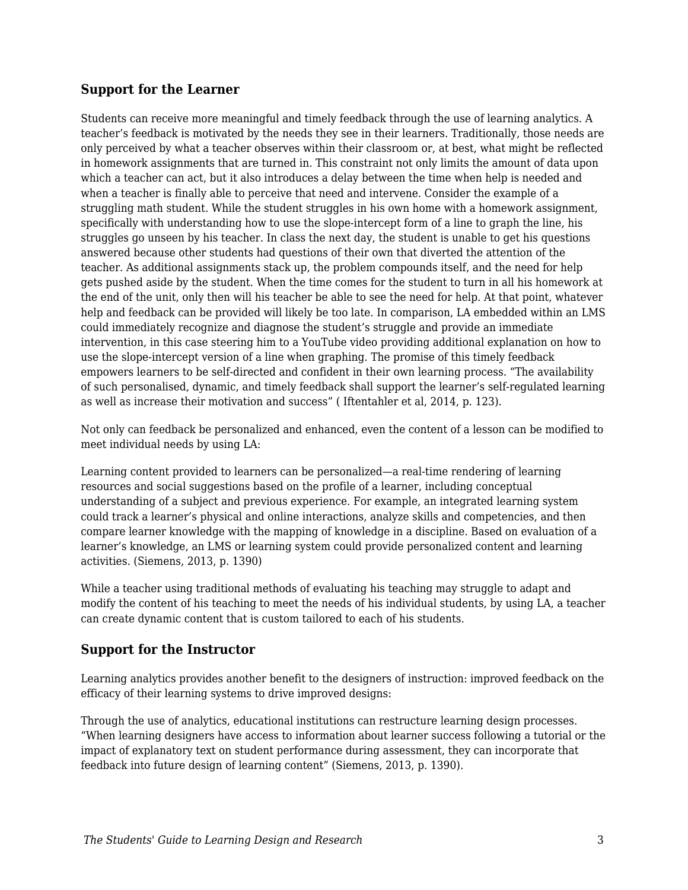### Support for the Learner

Students can receive more meaningful and timely feedback through the use of learning analytics. A teacher's feedback is motivated by the needs they see in their learners. Traditionally, those needs are only perceived by what a teacher observes within their classroom or, at best, what might be reflected in homework assignments that are turned in. This constraint not only limits the amount of data upon which a teacher can act, but it also introduces a delay between the time when help is needed and when a teacher is finally able to perceive that need and intervene. Consider the example of a struggling math student. While the student struggles in his own home with a homework assignment, specifically with understanding how to use the slope-intercept form of a line to graph the line, his struggles go unseen by his teacher. In class the next day, the student is unable to get his questions answered because other students had questions of their own that diverted the attention of the teacher. As additional assignments stack up, the problem compounds itself, and the need for help gets pushed aside by the student. When the time comes for the student to turn in all his homework at the end of the unit, only then will his teacher be able to see the need for help. At that point, whatever help and feedback can be provided will likely be too late. In comparison, LA embedded within an LMS could immediately recognize and diagnose the student's struggle and provide an immediate intervention, in this case steering him to a YouTube video providing additional explanation on how to use the slope-intercept version of a line when graphing. The promise of this timely feedback empowers learners to be self-directed and confident in their own learning process. "The availability of such personalised, dynamic, and timely feedback shall support the learner's self-regulated learning as well as increase their motivation and success" ( Iftentahler et al, 2014, p. 123).

Not only can feedback be personalized and enhanced, even the content of a lesson can be modified to meet individual needs by using LA:

Learning content provided to learners can be personalized—a real-time rendering of learning resources and social suggestions based on the profile of a learner, including conceptual understanding of a subject and previous experience. For example, an integrated learning system could track a learner's physical and online interactions, analyze skills and competencies, and then compare learner knowledge with the mapping of knowledge in a discipline. Based on evaluation of a learner's knowledge, an LMS or learning system could provide personalized content and learning activities. (Siemens, 2013, p. 1390)

While a teacher using traditional methods of evaluating his teaching may struggle to adapt and modify the content of his teaching to meet the needs of his individual students, by using LA, a teacher can create dynamic content that is custom tailored to each of his students.

### Support for the Instructor

Learning analytics provides another benefit to the designers of instruction: improved feedback on the efficacy of their learning systems to drive improved designs:

Through the use of analytics, educational institutions can restructure learning design processes. "When learning designers have access to information about learner success following a tutorial or the impact of explanatory text on student performance during assessment, they can incorporate that feedback into future design of learning content" (Siemens, 2013, p. 1390).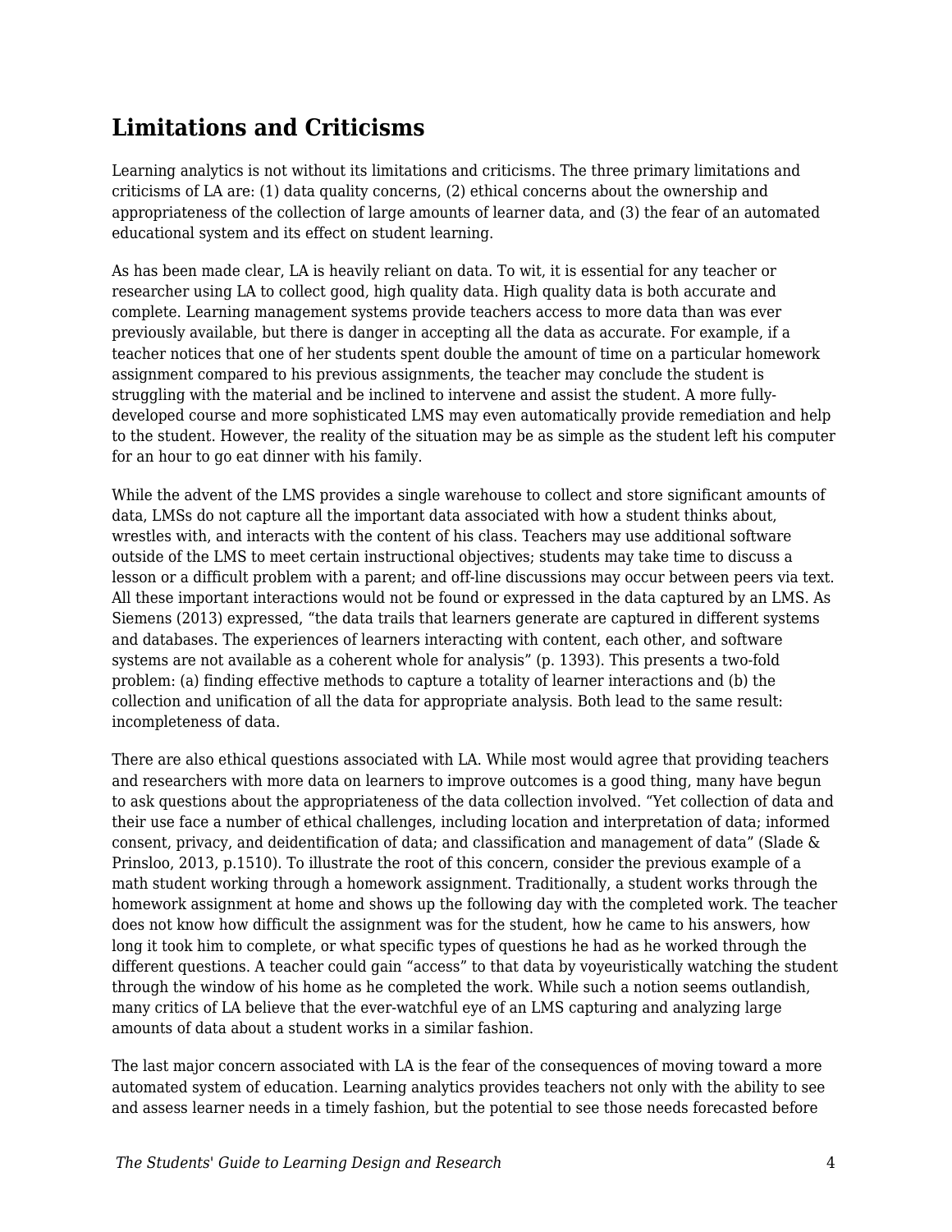## Limitations and Criticisms

Learning analytics is not without its limitations and criticisms. The three primary limitations and criticisms of LA are: (1) data quality concerns, (2) ethical concerns about the ownership and appropriateness of the collection of large amounts of learner data, and (3) the fear of an automated educational system and its effect on student learning.

As has been made clear, LA is heavily reliant on data. To wit, it is essential for any teacher or researcher using LA to collect good, high quality data. High quality data is both accurate and complete. Learning management systems provide teachers access to more data than was ever previously available, but there is danger in accepting all the data as accurate. For example, if a teacher notices that one of her students spent double the amount of time on a particular homework assignment compared to his previous assignments, the teacher may conclude the student is struggling with the material and be inclined to intervene and assist the student. A more fully-developed course and more sophisticated LMS may even automatically provide remediation and help to the student. However, the reality of the situation may be as simple as the student left his computer for an hour to go eat dinner with his family.

While the advent of the LMS provides a single warehouse to collect and store significant amounts of data, LMSs do not capture all the important data associated with how a student thinks about, wrestles with, and interacts with the content of his class. Teachers may use additional software outside of the LMS to meet certain instructional objectives; students may take time to discuss a lesson or a difficult problem with a parent; and off-line discussions may occur between peers via text. All these important interactions would not be found or expressed in the data captured by an LMS. As Siemens (2013) expressed, "the data trails that learners generate are captured in different systems and databases. The experiences of learners interacting with content, each other, and software systems are not available as a coherent whole for analysis" (p. 1393). This presents a two-fold problem: (a) finding effective methods to capture a totality of learner interactions and (b) the collection and unification of all the data for appropriate analysis. Both lead to the same result: incompleteness of data.

There are also ethical questions associated with LA. While most would agree that providing teachers and researchers with more data on learners to improve outcomes is a good thing, many have begun to ask questions about the appropriateness of the data collection involved. "Yet collection of data and their use face a number of ethical challenges, including location and interpretation of data; informed consent, privacy, and deidentification of data; and classification and management of data" (Slade & Prinsloo, 2013, p.1510). To illustrate the root of this concern, consider the previous example of a math student working through a homework assignment. Traditionally, a student works through the homework assignment at home and shows up the following day with the completed work. The teacher does not know how difficult the assignment was for the student, how he came to his answers, how long it took him to complete, or what specific types of questions he had as he worked through the different questions. A teacher could gain "access" to that data by voyeuristically watching the student through the window of his home as he completed the work. While such a notion seems outlandish, many critics of LA believe that the ever-watchful eye of an LMS capturing and analyzing large amounts of data about a student works in a similar fashion.

The last major concern associated with LA is the fear of the consequences of moving toward a more automated system of education. Learning analytics provides teachers not only with the ability to see and assess learner needs in a timely fashion, but the potential to see those needs forecasted before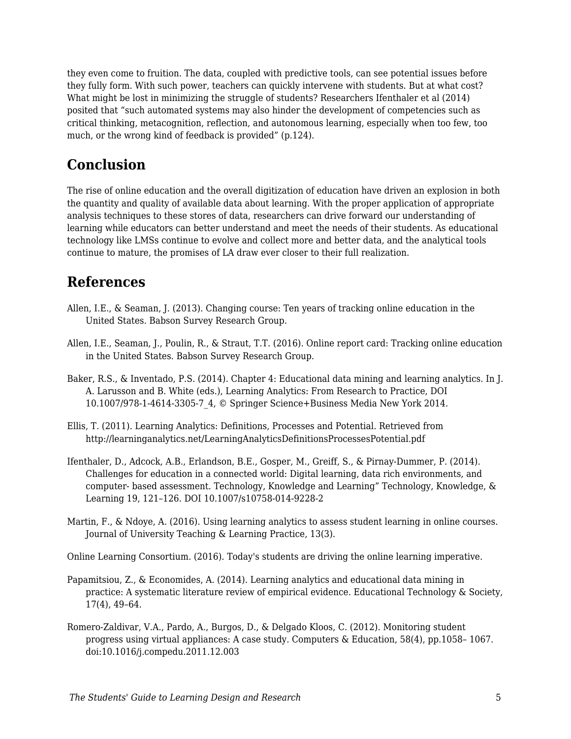they even come to fruition. The data, coupled with predictive tools, can see potential issues before they fully form. With such power, teachers can quickly intervene with students. But at what cost? What might be lost in minimizing the struggle of students? Researchers Ifenthaler et al (2014) posited that "such automated systems may also hinder the development of competencies such as critical thinking, metacognition, reflection, and autonomous learning, especially when too few, too much, or the wrong kind of feedback is provided" (p.124).

## Conclusion

The rise of online education and the overall digitization of education have driven an explosion in both the quantity and quality of available data about learning. With the proper application of appropriate analysis techniques to these stores of data, researchers can drive forward our understanding of learning while educators can better understand and meet the needs of their students. As educational technology like LMSs continue to evolve and collect more and better data, and the analytical tools continue to mature, the promises of LA draw ever closer to their full realization.

## References

Allen, I.E., & Seaman, J. (2013). Changing course: Ten years of tracking online education in the United States. Babson Survey Research Group.

Allen, I.E., Seaman, J., Poulin, R., & Straut, T.T. (2016). Online report card: Tracking online education in the United States. Babson Survey Research Group.

Baker, R.S., & Inventado, P.S. (2014). Chapter 4: Educational data mining and learning analytics. In J. A. Larusson and B. White (eds.), Learning Analytics: From Research to Practice, DOI 10.1007/978-1-4614-3305-7_4, © Springer Science+Business Media New York 2014.

Ellis, T. (2011). Learning Analytics: Definitions, Processes and Potential. Retrieved from http://learninganalytics.net/LearningAnalyticsDefinitionsProcessesPotential.pdf

Ifenthaler, D., Adcock, A.B., Erlandson, B.E., Gosper, M., Greiff, S., & Pirnay-Dummer, P. (2014). Challenges for education in a connected world: Digital learning, data rich environments, and computer- based assessment. Technology, Knowledge and Learning" Technology, Knowledge, & Learning 19, 121–126. DOI 10.1007/s10758-014-9228-2

Martin, F., & Ndoye, A. (2016). Using learning analytics to assess student learning in online courses. Journal of University Teaching & Learning Practice, 13(3).

Online Learning Consortium. (2016). Today's students are driving the online learning imperative.

Papamitsiou, Z., & Economides, A. (2014). Learning analytics and educational data mining in practice: A systematic literature review of empirical evidence. Educational Technology & Society, 17(4), 49–64.

Romero-Zaldivar, V.A., Pardo, A., Burgos, D., & Delgado Kloos, C. (2012). Monitoring student progress using virtual appliances: A case study. Computers & Education, 58(4), pp.1058– 1067. doi:10.1016/j.compedu.2011.12.003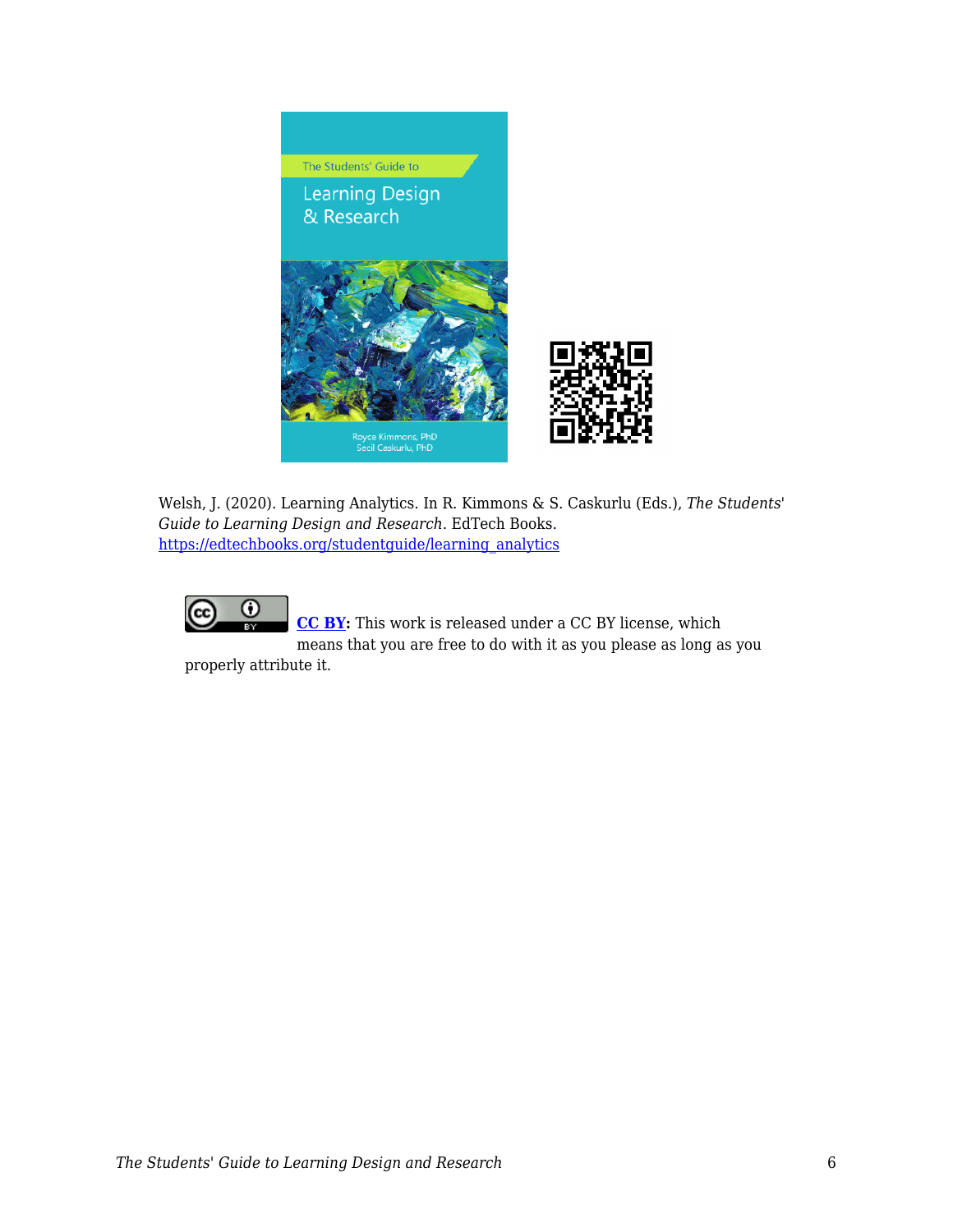Welsh, J. (2020). Learning Analytics. In R. Kimmons & S. Caskurlu (Eds.), *The Students' Guide to Learning Design and Research*. EdTech Books. https://edtechbooks.org/studentguide/learning_analytics

**CC BY:** This work is released under a CC BY license, which means that you are free to do with it as you please as long as you properly attribute it.